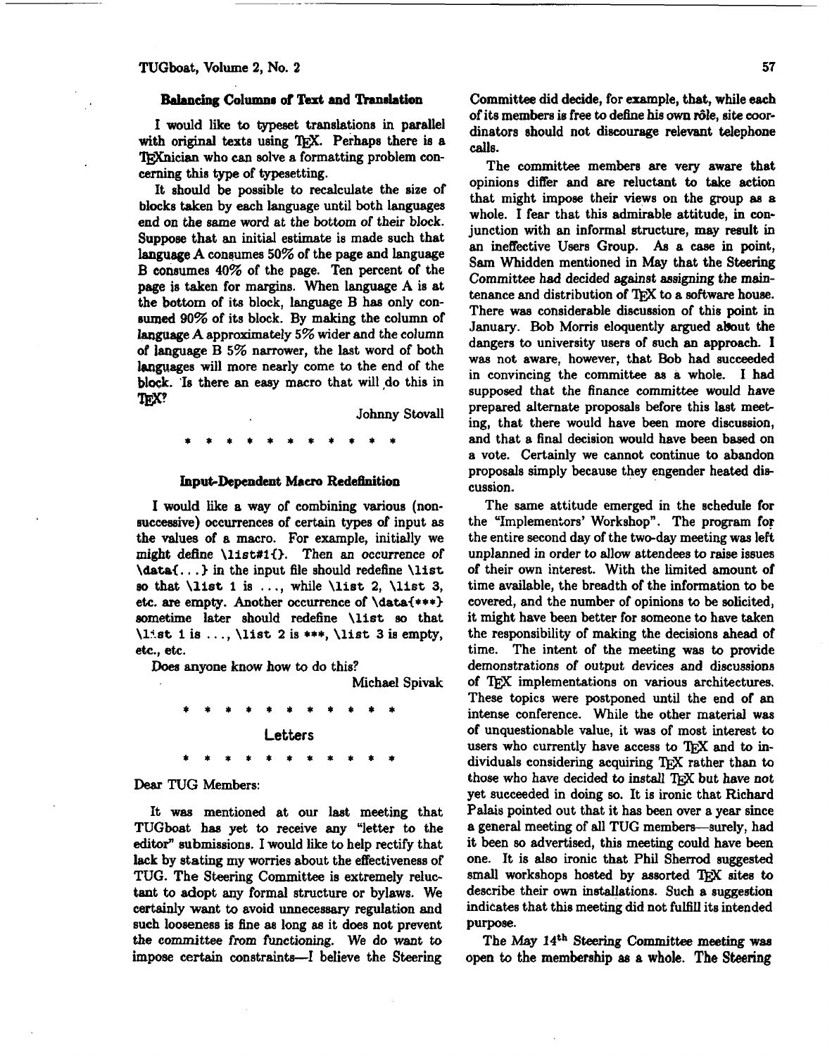### Balancing Columns of Text and Translation

I would like to typeset translations in parallel with original texts using TeX. Perhaps there is a TeXnician who can solve a formatting problem concerning this type of typesetting.

It should be possible to recalculate the size of blocks taken by each language until both languages end on the same word at the bottom of their block. Suppose that an initial estimate is made such that language A consumes 50% of the page and language B consumes 40% of the page. Ten percent of the page is taken for margins. When language A is at the bottom of its block, language B has only consumed 90% of its block. By making the column of language A approximately 5% wider and the column of language B 5% narrower, the last word of both languages will more nearly come to the end of the block. Is there an easy macro that will do this in TeX?

Johnny Stovall

\* \* \* \* \* \* \* \* \* \* \* \*

### Input-Dependent Macro Redefinition

I would like a way of combining various (non-successive) occurrences of certain types of input as the values of a macro. For example, initially we might define `\list#1{}`. Then an occurrence of `\data{...}` in the input file should redefine `\list` so that `\list 1` is ..., while `\list 2`, `\list 3`, etc. are empty. Another occurrence of `\data{***}` sometime later should redefine `\list` so that `\list 1` is ..., `\list 2` is \*\*\*, `\list 3` is empty, etc., etc.

Does anyone know how to do this?

Michael Spivak

\* \* \* \* \* \* \* \* \* \* \* \*

## Letters

\* \* \* \* \* \* \* \* \* \* \* \*

Dear TUG Members:

It was mentioned at our last meeting that TUGboat has yet to receive any "letter to the editor" submissions. I would like to help rectify that lack by stating my worries about the effectiveness of TUG. The Steering Committee is extremely reluctant to adopt any formal structure or bylaws. We certainly want to avoid unnecessary regulation and such looseness is fine as long as it does not prevent the committee from functioning. We do want to impose certain constraints—I believe the Steering Committee did decide, for example, that, while each of its members is free to define his own rôle, site coordinators should not discourage relevant telephone calls.

The committee members are very aware that opinions differ and are reluctant to take action that might impose their views on the group as a whole. I fear that this admirable attitude, in conjunction with an informal structure, may result in an ineffective Users Group. As a case in point, Sam Whidden mentioned in May that the Steering Committee had decided against assigning the maintenance and distribution of TeX to a software house. There was considerable discussion of this point in January. Bob Morris eloquently argued about the dangers to university users of such an approach. I was not aware, however, that Bob had succeeded in convincing the committee as a whole. I had supposed that the finance committee would have prepared alternate proposals before this last meeting, that there would have been more discussion, and that a final decision would have been based on a vote. Certainly we cannot continue to abandon proposals simply because they engender heated discussion.

The same attitude emerged in the schedule for the "Implementors' Workshop". The program for the entire second day of the two-day meeting was left unplanned in order to allow attendees to raise issues of their own interest. With the limited amount of time available, the breadth of the information to be covered, and the number of opinions to be solicited, it might have been better for someone to have taken the responsibility of making the decisions ahead of time. The intent of the meeting was to provide demonstrations of output devices and discussions of TeX implementations on various architectures. These topics were postponed until the end of an intense conference. While the other material was of unquestionable value, it was of most interest to users who currently have access to TeX and to individuals considering acquiring TeX rather than to those who have decided to install TeX but have not yet succeeded in doing so. It is ironic that Richard Palais pointed out that it has been over a year since a general meeting of all TUG members—surely, had it been so advertised, this meeting could have been one. It is also ironic that Phil Sherrod suggested small workshops hosted by assorted TeX sites to describe their own installations. Such a suggestion indicates that this meeting did not fulfill its intended purpose.

The May 14$^{th}$ Steering Committee meeting was open to the membership as a whole. The Steering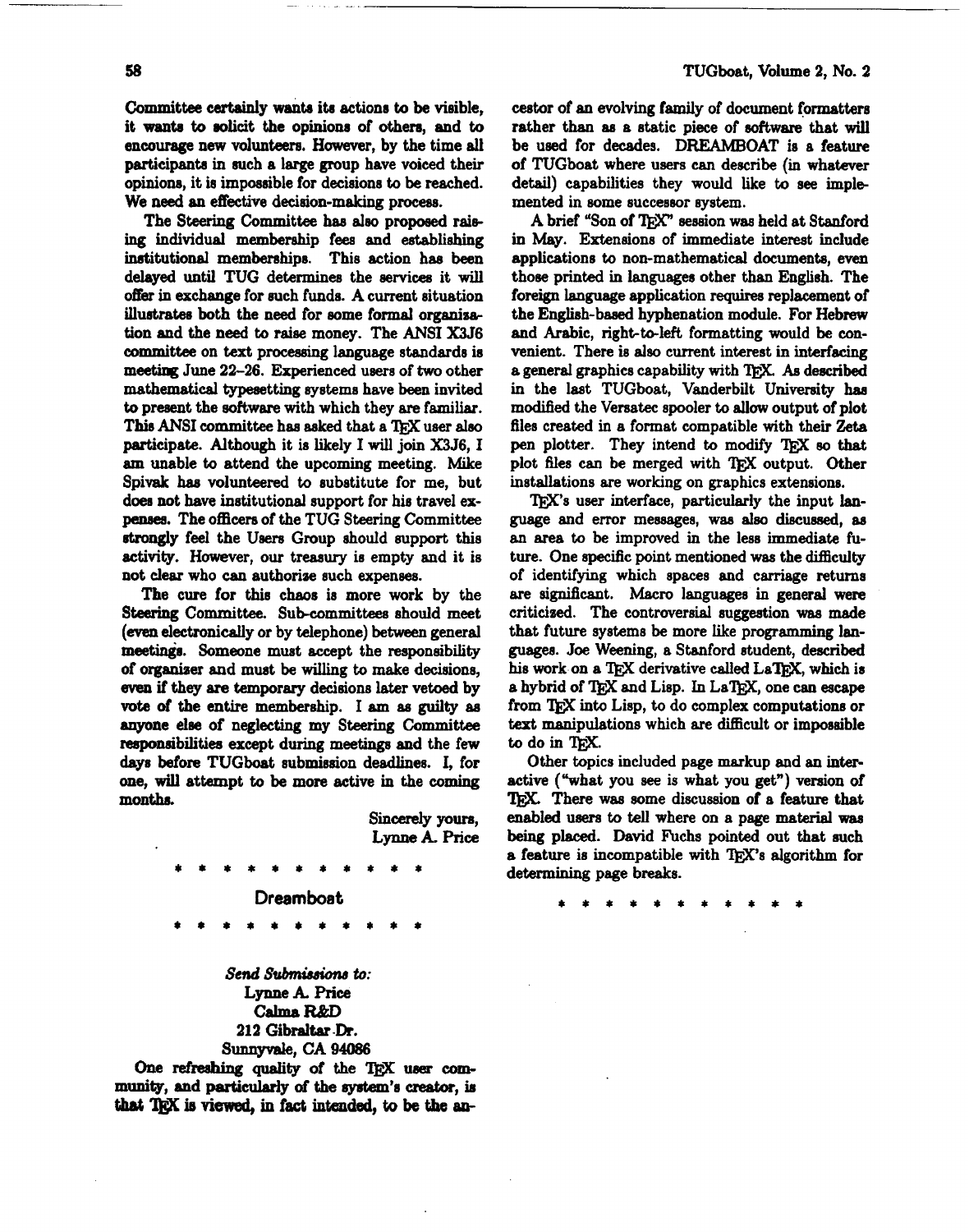Committee certainly wants its actions to be visible, it wants to solicit the opinions of others, and to encourage new volunteers. However, by the time all participants in such a large group have voiced their opinions, it is impossible for decisions to be reached. We need an effective decision-making process.

The Steering Committee has also proposed raising individual membership fees and establishing institutional memberships. This action has been delayed until TUG determines the services it will offer in exchange for such funds. A current situation illustrates both the need for some formal organization and the need to raise money. The ANSI X3J6 committee on text processing language standards is meeting June 22–26. Experienced users of two other mathematical typesetting systems have been invited to present the software with which they are familiar. This ANSI committee has asked that a TEX user also participate. Although it is likely I will join X3J6, I am unable to attend the upcoming meeting. Mike Spivak has volunteered to substitute for me, but does not have institutional support for his travel expenses. The officers of the TUG Steering Committee strongly feel the Users Group should support this activity. However, our treasury is empty and it is not clear who can authorize such expenses.

The cure for this chaos is more work by the Steering Committee. Sub-committees should meet (even electronically or by telephone) between general meetings. Someone must accept the responsibility of organizer and must be willing to make decisions, even if they are temporary decisions later vetoed by vote of the entire membership. I am as guilty as anyone else of neglecting my Steering Committee responsibilities except during meetings and the few days before TUGboat submission deadlines. I, for one, will attempt to be more active in the coming months.

Sincerely yours,
Lynne A. Price

\* \* \* \* \* \* \* \* \* \* \* \*

## Dreamboat

\* \* \* \* \* \* \* \* \* \* \* \*

*Send Submissions to:*
Lynne A. Price
Calma R&D
212 Gibraltar Dr.
Sunnyvale, CA 94086

**One refreshing quality of the TEX user community, and particularly of the system's creator, is that TEX is viewed, in fact intended, to be the ancestor of an evolving family of document formatters rather than as a static piece of software that will be used for decades. DREAMBOAT is a feature of TUGboat where users can describe (in whatever detail) capabilities they would like to see implemented in some successor system.**

A brief "Son of TEX" session was held at Stanford in May. Extensions of immediate interest include applications to non-mathematical documents, even those printed in languages other than English. The foreign language application requires replacement of the English-based hyphenation module. For Hebrew and Arabic, right-to-left formatting would be convenient. There is also current interest in interfacing a general graphics capability with TEX. As described in the last TUGboat, Vanderbilt University has modified the Versatec spooler to allow output of plot files created in a format compatible with their Zeta pen plotter. They intend to modify TEX so that plot files can be merged with TEX output. Other installations are working on graphics extensions.

TEX's user interface, particularly the input language and error messages, was also discussed, as an area to be improved in the less immediate future. One specific point mentioned was the difficulty of identifying which spaces and carriage returns are significant. Macro languages in general were criticized. The controversial suggestion was made that future systems be more like programming languages. Joe Weening, a Stanford student, described his work on a TEX derivative called LaTEX, which is a hybrid of TEX and Lisp. In LaTEX, one can escape from TEX into Lisp, to do complex computations or text manipulations which are difficult or impossible to do in TEX.

Other topics included page markup and an interactive ("what you see is what you get") version of TEX. There was some discussion of a feature that enabled users to tell where on a page material was being placed. David Fuchs pointed out that such a feature is incompatible with TEX's algorithm for determining page breaks.

\* \* \* \* \* \* \* \* \* \* \* \*